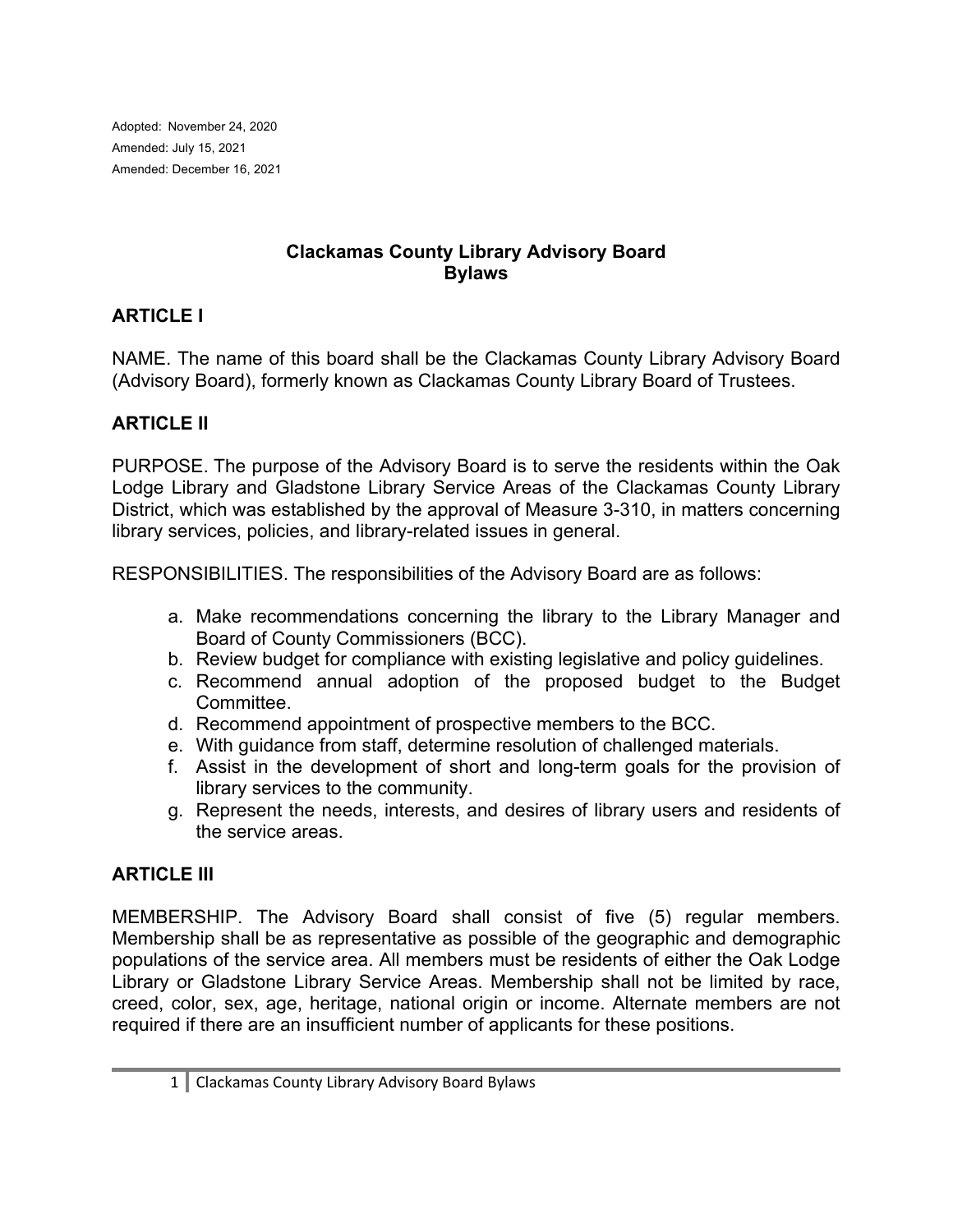Adopted: November 24, 2020
Amended: July 15, 2021
Amended: December 16, 2021

# Clackamas County Library Advisory Board
# Bylaws

## ARTICLE I

NAME. The name of this board shall be the Clackamas County Library Advisory Board (Advisory Board), formerly known as Clackamas County Library Board of Trustees.

## ARTICLE II

PURPOSE. The purpose of the Advisory Board is to serve the residents within the Oak Lodge Library and Gladstone Library Service Areas of the Clackamas County Library District, which was established by the approval of Measure 3-310, in matters concerning library services, policies, and library-related issues in general.

RESPONSIBILITIES. The responsibilities of the Advisory Board are as follows:

a. Make recommendations concerning the library to the Library Manager and Board of County Commissioners (BCC).
b. Review budget for compliance with existing legislative and policy guidelines.
c. Recommend annual adoption of the proposed budget to the Budget Committee.
d. Recommend appointment of prospective members to the BCC.
e. With guidance from staff, determine resolution of challenged materials.
f. Assist in the development of short and long-term goals for the provision of library services to the community.
g. Represent the needs, interests, and desires of library users and residents of the service areas.

## ARTICLE III

MEMBERSHIP. The Advisory Board shall consist of five (5) regular members. Membership shall be as representative as possible of the geographic and demographic populations of the service area. All members must be residents of either the Oak Lodge Library or Gladstone Library Service Areas. Membership shall not be limited by race, creed, color, sex, age, heritage, national origin or income. Alternate members are not required if there are an insufficient number of applicants for these positions.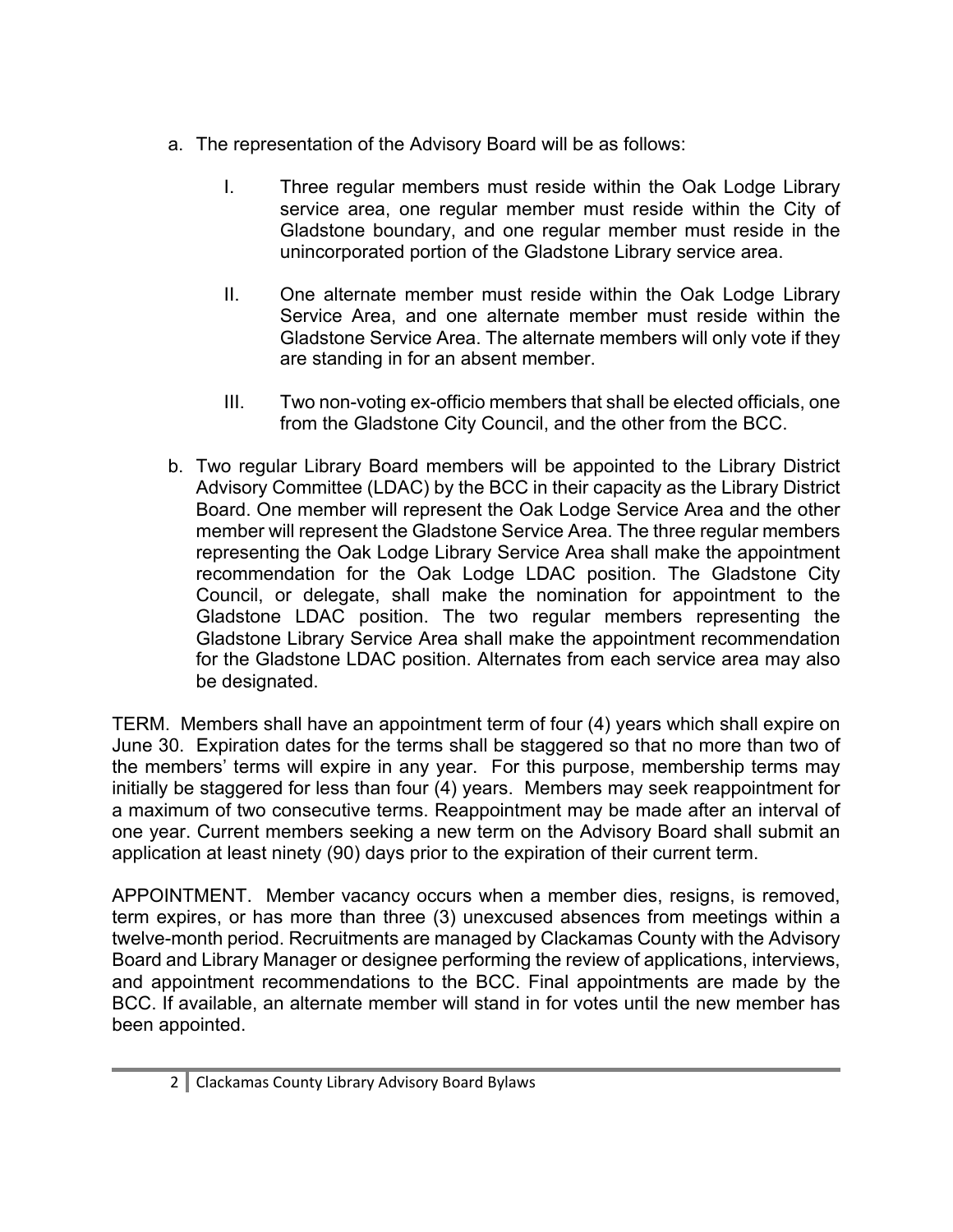a. The representation of the Advisory Board will be as follows:

   I. Three regular members must reside within the Oak Lodge Library service area, one regular member must reside within the City of Gladstone boundary, and one regular member must reside in the unincorporated portion of the Gladstone Library service area.

   II. One alternate member must reside within the Oak Lodge Library Service Area, and one alternate member must reside within the Gladstone Service Area. The alternate members will only vote if they are standing in for an absent member.

   III. Two non-voting ex-officio members that shall be elected officials, one from the Gladstone City Council, and the other from the BCC.

b. Two regular Library Board members will be appointed to the Library District Advisory Committee (LDAC) by the BCC in their capacity as the Library District Board. One member will represent the Oak Lodge Service Area and the other member will represent the Gladstone Service Area. The three regular members representing the Oak Lodge Library Service Area shall make the appointment recommendation for the Oak Lodge LDAC position. The Gladstone City Council, or delegate, shall make the nomination for appointment to the Gladstone LDAC position. The two regular members representing the Gladstone Library Service Area shall make the appointment recommendation for the Gladstone LDAC position. Alternates from each service area may also be designated.

TERM. Members shall have an appointment term of four (4) years which shall expire on June 30. Expiration dates for the terms shall be staggered so that no more than two of the members' terms will expire in any year. For this purpose, membership terms may initially be staggered for less than four (4) years. Members may seek reappointment for a maximum of two consecutive terms. Reappointment may be made after an interval of one year. Current members seeking a new term on the Advisory Board shall submit an application at least ninety (90) days prior to the expiration of their current term.

APPOINTMENT. Member vacancy occurs when a member dies, resigns, is removed, term expires, or has more than three (3) unexcused absences from meetings within a twelve-month period. Recruitments are managed by Clackamas County with the Advisory Board and Library Manager or designee performing the review of applications, interviews, and appointment recommendations to the BCC. Final appointments are made by the BCC. If available, an alternate member will stand in for votes until the new member has been appointed.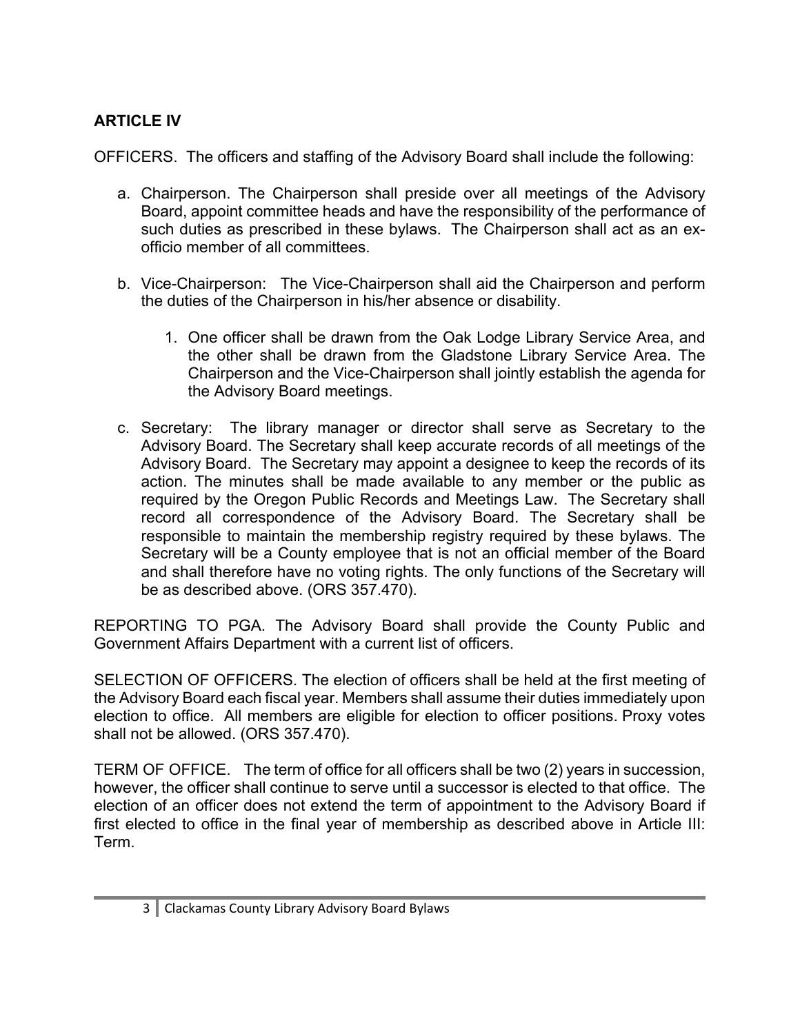## ARTICLE IV

OFFICERS. The officers and staffing of the Advisory Board shall include the following:

a. Chairperson. The Chairperson shall preside over all meetings of the Advisory Board, appoint committee heads and have the responsibility of the performance of such duties as prescribed in these bylaws. The Chairperson shall act as an ex-officio member of all committees.

b. Vice-Chairperson: The Vice-Chairperson shall aid the Chairperson and perform the duties of the Chairperson in his/her absence or disability.

    1. One officer shall be drawn from the Oak Lodge Library Service Area, and the other shall be drawn from the Gladstone Library Service Area. The Chairperson and the Vice-Chairperson shall jointly establish the agenda for the Advisory Board meetings.

c. Secretary: The library manager or director shall serve as Secretary to the Advisory Board. The Secretary shall keep accurate records of all meetings of the Advisory Board. The Secretary may appoint a designee to keep the records of its action. The minutes shall be made available to any member or the public as required by the Oregon Public Records and Meetings Law. The Secretary shall record all correspondence of the Advisory Board. The Secretary shall be responsible to maintain the membership registry required by these bylaws. The Secretary will be a County employee that is not an official member of the Board and shall therefore have no voting rights. The only functions of the Secretary will be as described above. (ORS 357.470).

REPORTING TO PGA. The Advisory Board shall provide the County Public and Government Affairs Department with a current list of officers.

SELECTION OF OFFICERS. The election of officers shall be held at the first meeting of the Advisory Board each fiscal year. Members shall assume their duties immediately upon election to office. All members are eligible for election to officer positions. Proxy votes shall not be allowed. (ORS 357.470).

TERM OF OFFICE. The term of office for all officers shall be two (2) years in succession, however, the officer shall continue to serve until a successor is elected to that office. The election of an officer does not extend the term of appointment to the Advisory Board if first elected to office in the final year of membership as described above in Article III: Term.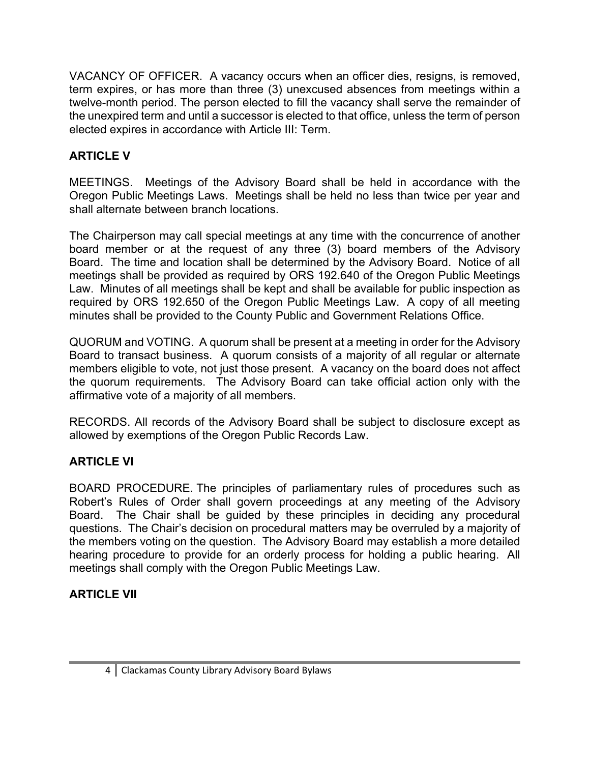VACANCY OF OFFICER. A vacancy occurs when an officer dies, resigns, is removed, term expires, or has more than three (3) unexcused absences from meetings within a twelve-month period. The person elected to fill the vacancy shall serve the remainder of the unexpired term and until a successor is elected to that office, unless the term of person elected expires in accordance with Article III: Term.

## ARTICLE V

MEETINGS. Meetings of the Advisory Board shall be held in accordance with the Oregon Public Meetings Laws. Meetings shall be held no less than twice per year and shall alternate between branch locations.

The Chairperson may call special meetings at any time with the concurrence of another board member or at the request of any three (3) board members of the Advisory Board. The time and location shall be determined by the Advisory Board. Notice of all meetings shall be provided as required by ORS 192.640 of the Oregon Public Meetings Law. Minutes of all meetings shall be kept and shall be available for public inspection as required by ORS 192.650 of the Oregon Public Meetings Law. A copy of all meeting minutes shall be provided to the County Public and Government Relations Office.

QUORUM and VOTING. A quorum shall be present at a meeting in order for the Advisory Board to transact business. A quorum consists of a majority of all regular or alternate members eligible to vote, not just those present. A vacancy on the board does not affect the quorum requirements. The Advisory Board can take official action only with the affirmative vote of a majority of all members.

RECORDS. All records of the Advisory Board shall be subject to disclosure except as allowed by exemptions of the Oregon Public Records Law.

## ARTICLE VI

BOARD PROCEDURE. The principles of parliamentary rules of procedures such as Robert's Rules of Order shall govern proceedings at any meeting of the Advisory Board. The Chair shall be guided by these principles in deciding any procedural questions. The Chair's decision on procedural matters may be overruled by a majority of the members voting on the question. The Advisory Board may establish a more detailed hearing procedure to provide for an orderly process for holding a public hearing. All meetings shall comply with the Oregon Public Meetings Law.

## ARTICLE VII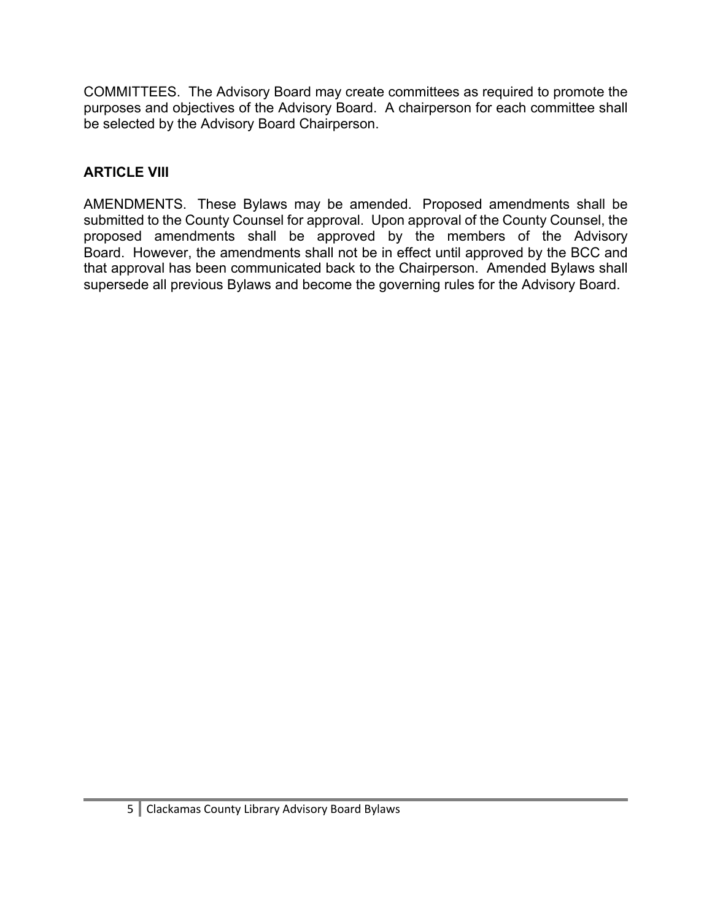COMMITTEES. The Advisory Board may create committees as required to promote the purposes and objectives of the Advisory Board. A chairperson for each committee shall be selected by the Advisory Board Chairperson.

## ARTICLE VIII

AMENDMENTS. These Bylaws may be amended. Proposed amendments shall be submitted to the County Counsel for approval. Upon approval of the County Counsel, the proposed amendments shall be approved by the members of the Advisory Board. However, the amendments shall not be in effect until approved by the BCC and that approval has been communicated back to the Chairperson. Amended Bylaws shall supersede all previous Bylaws and become the governing rules for the Advisory Board.